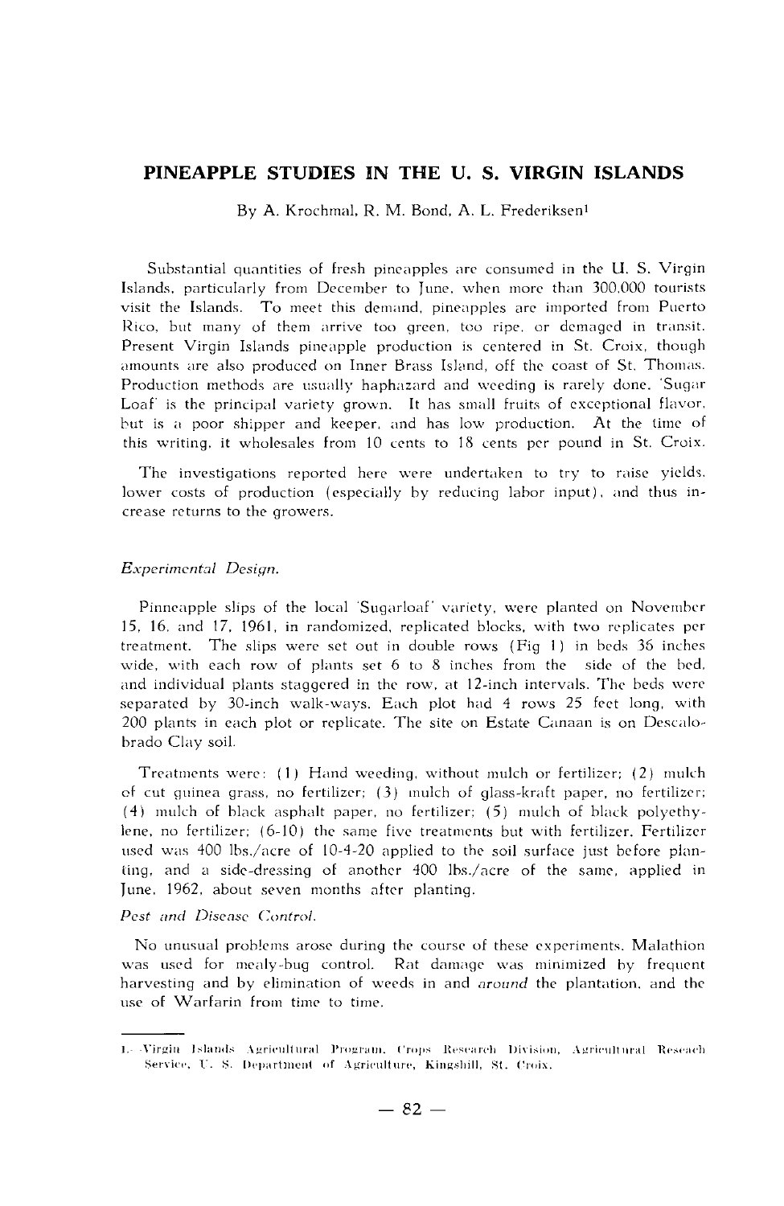# PINEAPPLE STUDIES IN THE U. S. VIRGIN ISLANDS

By A. Krochmal, R. M. Bond, A. L. Frederiksen[1]

Substantial quantities of fresh pineapples are consumed in the U. S. Virgin Islands, particularly from December to June, when more than 300,000 tourists visit the Islands. To meet this demand, pineapples are imported from Puerto Rico, but many of them arrive too green, too ripe, or demaged in transit. Present Virgin Islands pineapple production is centered in St. Croix, though amounts are also produced on Inner Brass Island, off the coast of St. Thomas. Production methods are usually haphazard and weeding is rarely done. 'Sugar Loaf' is the principal variety grown. It has small fruits of exceptional flavor, but is a poor shipper and keeper, and has low production. At the time of this writing, it wholesales from 10 cents to 18 cents per pound in St. Croix.

The investigations reported here were undertaken to try to raise yields, lower costs of production (especially by reducing labor input), and thus increase returns to the growers.

## *Experimental Design.*

Pinneapple slips of the local 'Sugarloaf' variety, were planted on November 15, 16, and 17, 1961, in randomized, replicated blocks, with two replicates per treatment. The slips were set out in double rows (Fig 1) in beds 36 inches wide, with each row of plants set 6 to 8 inches from the side of the bed, and individual plants staggered in the row, at 12-inch intervals. The beds were separated by 30-inch walk-ways. Each plot had 4 rows 25 feet long, with 200 plants in each plot or replicate. The site on Estate Canaan is on Descalobrado Clay soil.

Treatments were: (1) Hand weeding, without mulch or fertilizer; (2) mulch of cut guinea grass, no fertilizer; (3) mulch of glass-kraft paper, no fertilizer; (4) mulch of black asphalt paper, no fertilizer; (5) mulch of black polyethylene, no fertilizer; (6-10) the same five treatments but with fertilizer. Fertilizer used was 400 lbs./acre of 10-4-20 applied to the soil surface just before planting, and a side-dressing of another 400 lbs./acre of the same, applied in June, 1962, about seven months after planting.

## *Pest and Disease Control.*

No unusual problems arose during the course of these experiments. Malathion was used for mealy-bug control. Rat damage was minimized by frequent harvesting and by elimination of weeds in and *around* the plantation, and the use of Warfarin from time to time.

---

1.- Virgin Islands Agricultural Program, Crops Research Division, Agricultural Reseach Service, U. S. Department of Agriculture, Kingshill, St. Croix.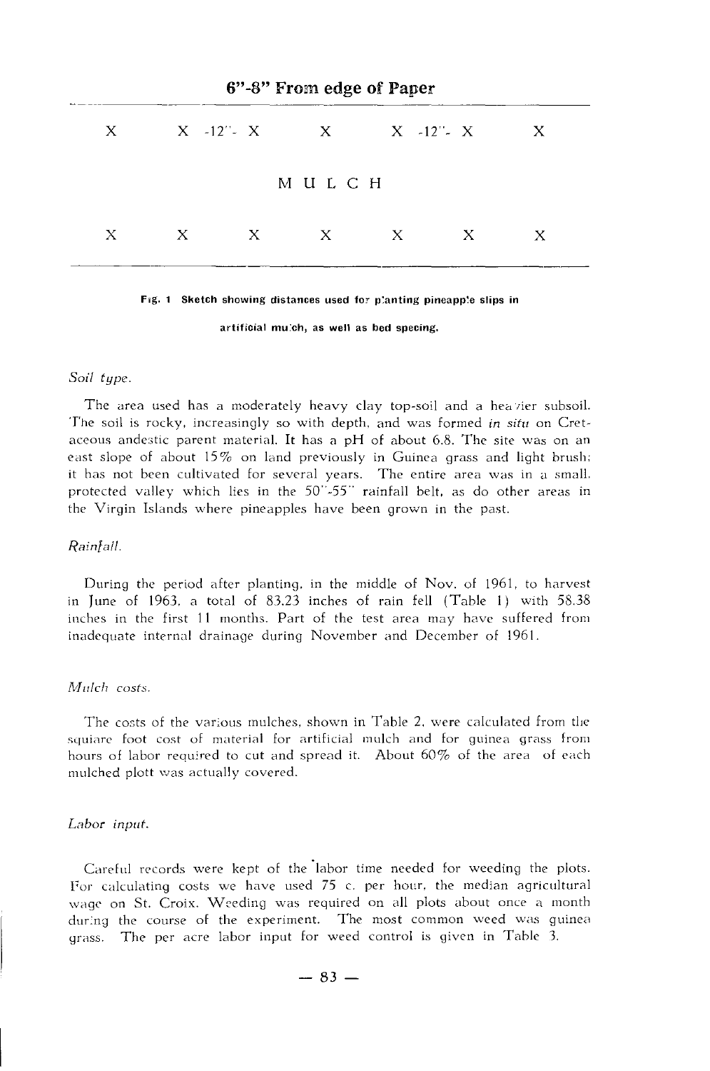**6"-8" From edge of Paper**

```
X        X  -12"-  X        X        X  -12"-  X        X

                        M U L C H

X        X         X        X        X         X        X
```

**Fig. 1 Sketch showing distances used for planting pineapple slips in artificial mulch, as well as bed spacing.**

*Soil type.*

The area used has a moderately heavy clay top-soil and a heavier subsoil. The soil is rocky, increasingly so with depth, and was formed *in situ* on Cretaceous andestic parent material. It has a pH of about 6.8. The site was on an east slope of about 15% on land previously in Guinea grass and light brush; it has not been cultivated for several years. The entire area was in a small, protected valley which lies in the 50"-55" rainfall belt, as do other areas in the Virgin Islands where pineapples have been grown in the past.

*Rainfall.*

During the period after planting, in the middle of Nov. of 1961, to harvest in June of 1963, a total of 83.23 inches of rain fell (Table 1) with 58.38 inches in the first 11 months. Part of the test area may have suffered from inadequate internal drainage during November and December of 1961.

*Mulch costs.*

The costs of the various mulches, shown in Table 2, were calculated from the squiare foot cost of material for artificial mulch and for guinea grass from hours of labor required to cut and spread it. About 60% of the area of each mulched plott was actually covered.

*Labor input.*

Careful records were kept of the labor time needed for weeding the plots. For calculating costs we have used 75 c. per hour, the median agricultural wage on St. Croix. Weeding was required on all plots about once a month during the course of the experiment. The most common weed was guinea grass. The per acre labor input for weed control is given in Table 3.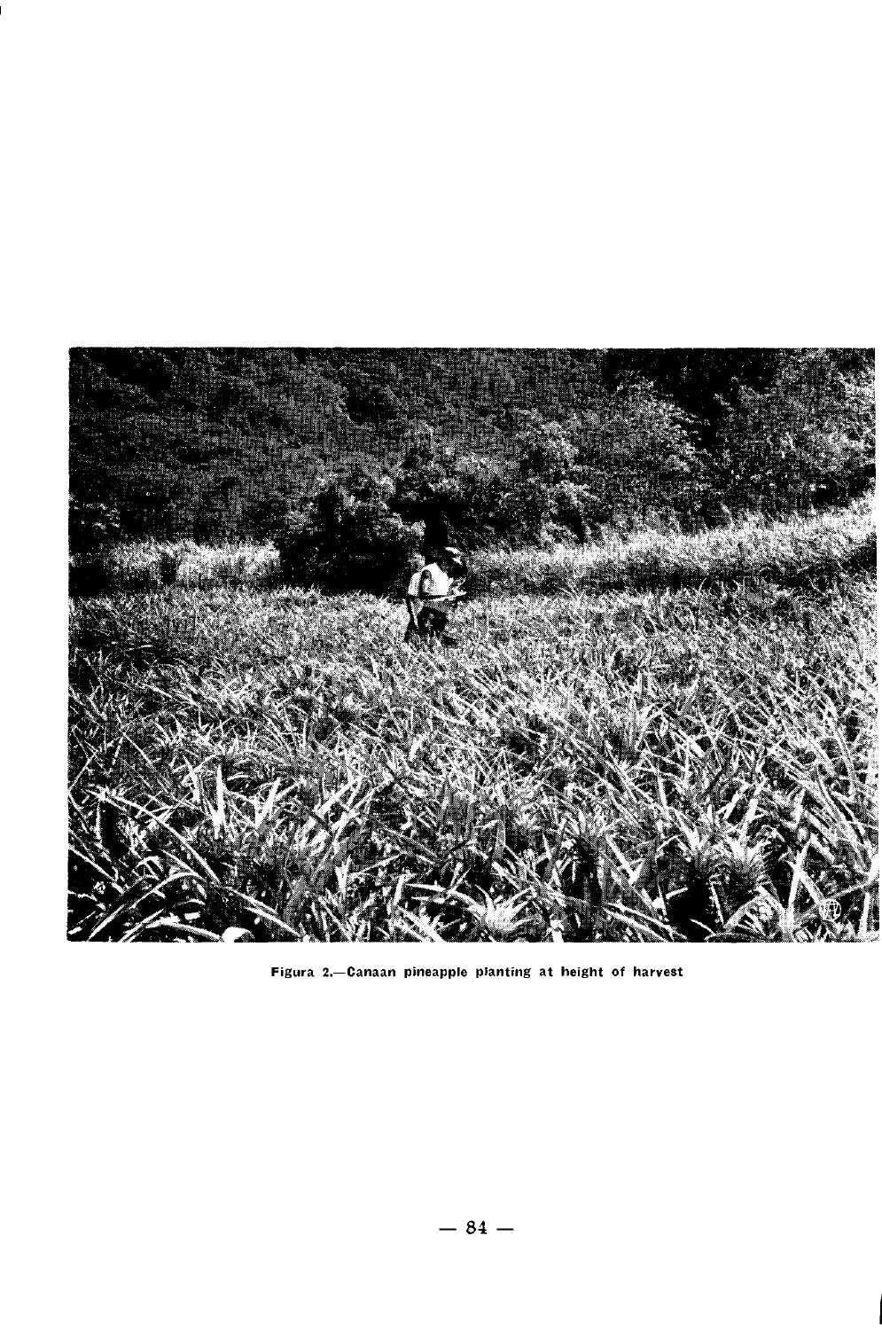Figura 2.—Canaan pineapple planting at height of harvest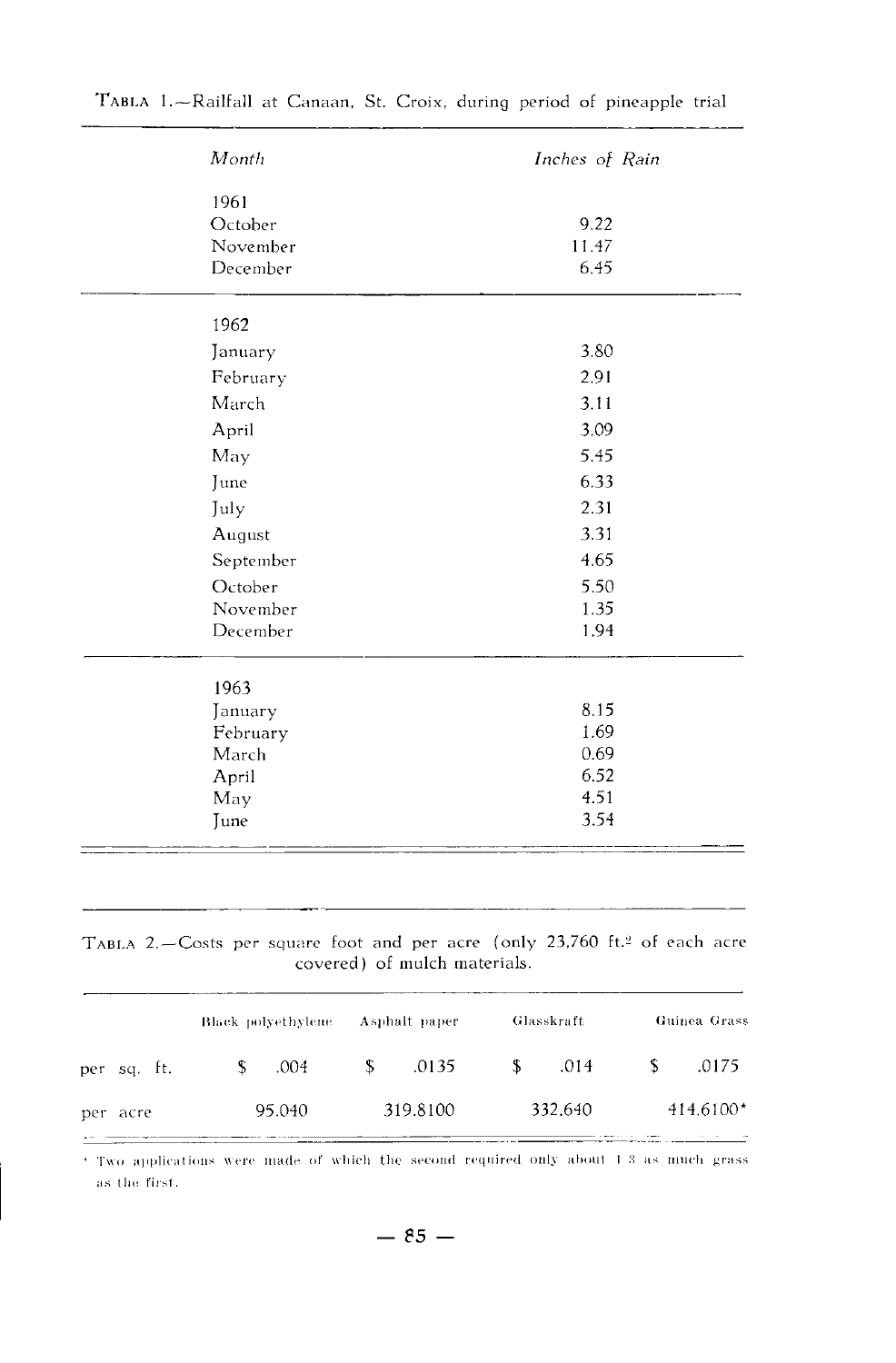TABLA 1.—Rainfall at Canaan, St. Croix, during period of pineapple trial

| *Month* | *Inches of Rain* |
|---|---|
| 1961 | |
| October | 9.22 |
| November | 11.47 |
| December | 6.45 |
| 1962 | |
| January | 3.80 |
| February | 2.91 |
| March | 3.11 |
| April | 3.09 |
| May | 5.45 |
| June | 6.33 |
| July | 2.31 |
| August | 3.31 |
| September | 4.65 |
| October | 5.50 |
| November | 1.35 |
| December | 1.94 |
| 1963 | |
| January | 8.15 |
| February | 1.69 |
| March | 0.69 |
| April | 6.52 |
| May | 4.51 |
| June | 3.54 |

TABLA 2.—Costs per square foot and per acre (only 23,760 ft.$^2$ of each acre covered) of mulch materials.

| | Black polyethylene | Asphalt paper | Glasskraft | Guinea Grass |
|---|---|---|---|---|
| per sq. ft. | $ .004 | $ .0135 | $ .014 | $ .0175 |
| per acre | 95.040 | 319.8100 | 332.640 | 414.6100* |

* Two applications were made of which the second required only about 1/3 as much grass as the first.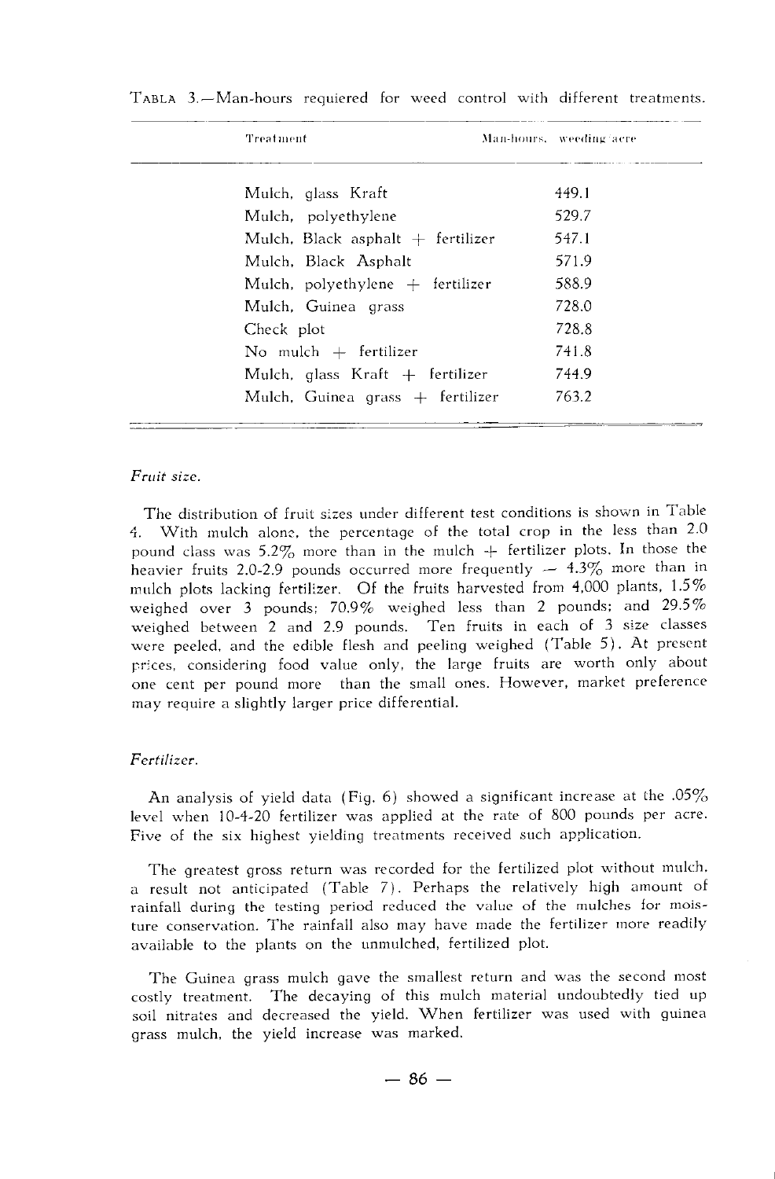TABLA 3.—Man-hours required for weed control with different treatments.

| Treatment | Man-hours, weeding acre |
|---|---|
| Mulch, glass Kraft | 449.1 |
| Mulch, polyethylene | 529.7 |
| Mulch, Black asphalt + fertilizer | 547.1 |
| Mulch, Black Asphalt | 571.9 |
| Mulch, polyethylene + fertilizer | 588.9 |
| Mulch, Guinea grass | 728.0 |
| Check plot | 728.8 |
| No mulch + fertilizer | 741.8 |
| Mulch, glass Kraft + fertilizer | 744.9 |
| Mulch, Guinea grass + fertilizer | 763.2 |

*Fruit size.*

The distribution of fruit sizes under different test conditions is shown in Table 4. With mulch alone, the percentage of the total crop in the less than 2.0 pound class was 5.2% more than in the mulch + fertilizer plots. In those the heavier fruits 2.0-2.9 pounds occurred more frequently — 4.3% more than in mulch plots lacking fertilizer. Of the fruits harvested from 4,000 plants, 1.5% weighed over 3 pounds; 70.9% weighed less than 2 pounds; and 29.5% weighed between 2 and 2.9 pounds. Ten fruits in each of 3 size classes were peeled, and the edible flesh and peeling weighed (Table 5). At present prices, considering food value only, the large fruits are worth only about one cent per pound more than the small ones. However, market preference may require a slightly larger price differential.

*Fertilizer.*

An analysis of yield data (Fig. 6) showed a significant increase at the .05% level when 10-4-20 fertilizer was applied at the rate of 800 pounds per acre. Five of the six highest yielding treatments received such application.

The greatest gross return was recorded for the fertilized plot without mulch, a result not anticipated (Table 7). Perhaps the relatively high amount of rainfall during the testing period reduced the value of the mulches for moisture conservation. The rainfall also may have made the fertilizer more readily available to the plants on the unmulched, fertilized plot.

The Guinea grass mulch gave the smallest return and was the second most costly treatment. The decaying of this mulch material undoubtedly tied up soil nitrates and decreased the yield. When fertilizer was used with guinea grass mulch, the yield increase was marked.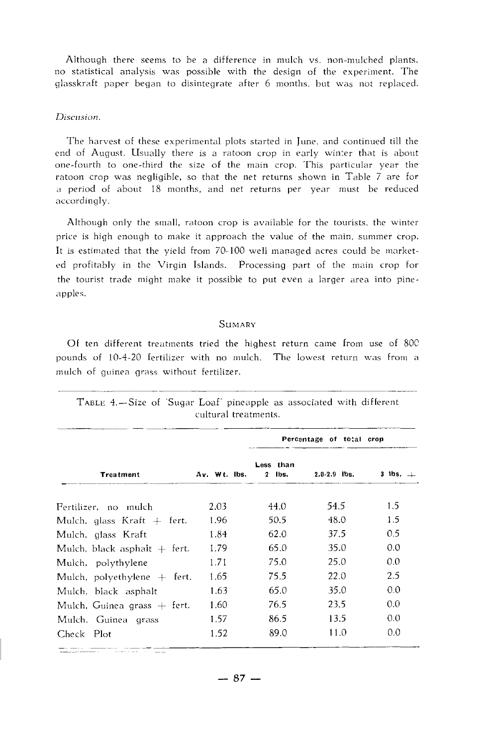Although there seems to be a difference in mulch vs. non-mulched plants, no statistical analysis was possible with the design of the experiment. The glasskraft paper began to disintegrate after 6 months, but was not replaced.

*Discusion.*

The harvest of these experimental plots started in June, and continued till the end of August. Usually there is a ratoon crop in early winter that is about one-fourth to one-third the size of the main crop. This particular year the ratoon crop was negligible, so that the net returns shown in Table 7 are for a period of about 18 months, and net returns per year must be reduced accordingly.

Although only the small, ratoon crop is available for the tourists, the winter price is high enough to make it approach the value of the main, summer crop. It is estimated that the yield from 70-100 well managed acres could be marketed profitably in the Virgin Islands. Processing part of the main crop for the tourist trade might make it possible to put even a larger area into pineapples.

## SUMARY

Of ten different treatments tried the highest return came from use of 800 pounds of 10-4-20 fertilizer with no mulch. The lowest return was from a mulch of guinea grass without fertilizer.

TABLE 4.—Size of 'Sugar Loaf' pineapple as associated with different cultural treatments.

| Treatment | Av. Wt. lbs. | Percentage of total crop | | |
|---|---|---|---|---|
| | | Less than 2 lbs. | 2.0-2.9 lbs. | 3 lbs. + |
| Fertilizer, no mulch | 2.03 | 44.0 | 54.5 | 1.5 |
| Mulch, glass Kraft + fert. | 1.96 | 50.5 | 48.0 | 1.5 |
| Mulch, glass Kraft | 1.84 | 62.0 | 37.5 | 0.5 |
| Mulch, black asphalt + fert. | 1.79 | 65.0 | 35.0 | 0.0 |
| Mulch, polythylene | 1.71 | 75.0 | 25.0 | 0.0 |
| Mulch, polyethylene + fert. | 1.65 | 75.5 | 22.0 | 2.5 |
| Mulch, black asphalt | 1.63 | 65.0 | 35.0 | 0.0 |
| Mulch, Guinea grass + fert. | 1.60 | 76.5 | 23.5 | 0.0 |
| Mulch, Guinea grass | 1.57 | 86.5 | 13.5 | 0.0 |
| Check Plot | 1.52 | 89.0 | 11.0 | 0.0 |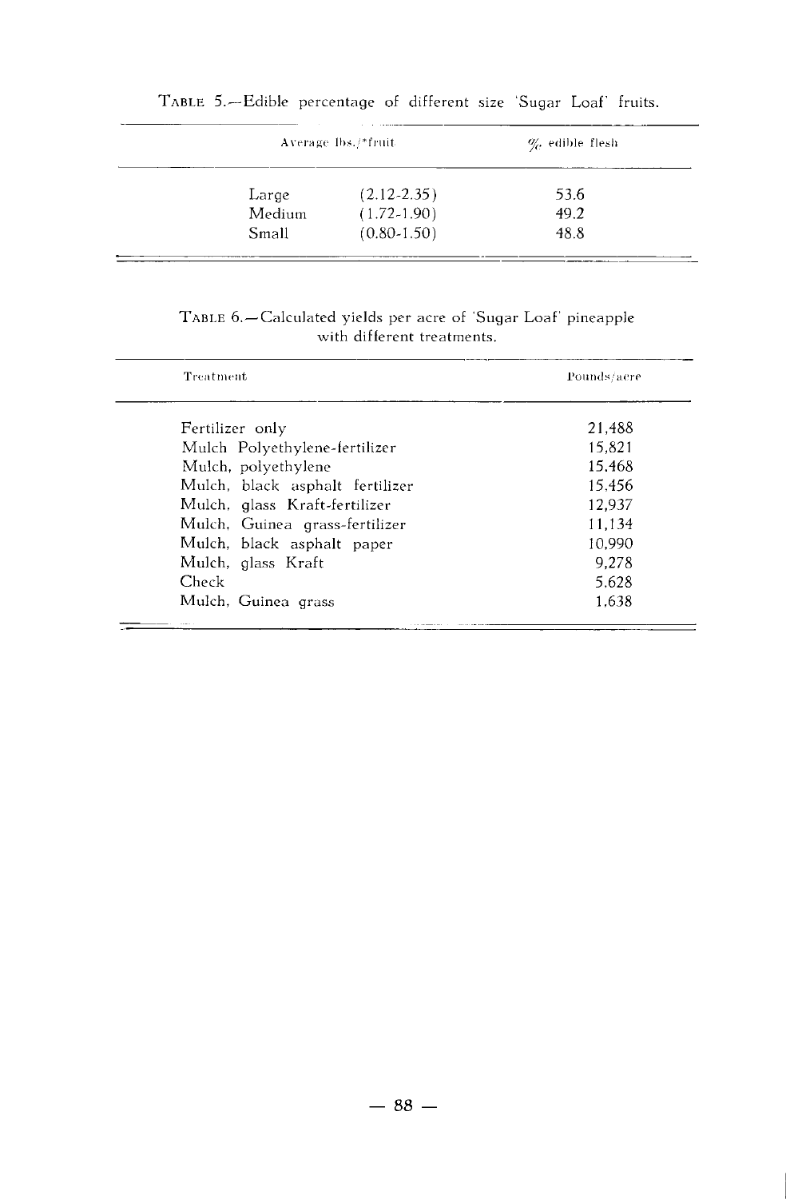TABLE 5.—Edible percentage of different size 'Sugar Loaf' fruits.

| Average lbs./*fruit | | % edible flesh |
|---|---|---|
| Large | (2.12-2.35) | 53.6 |
| Medium | (1.72-1.90) | 49.2 |
| Small | (0.80-1.50) | 48.8 |

TABLE 6.—Calculated yields per acre of 'Sugar Loaf' pineapple with different treatments.

| Treatment | Pounds/acre |
|---|---|
| Fertilizer only | 21,488 |
| Mulch Polyethylene-fertilizer | 15,821 |
| Mulch, polyethylene | 15,468 |
| Mulch, black asphalt fertilizer | 15,456 |
| Mulch, glass Kraft-fertilizer | 12,937 |
| Mulch, Guinea grass-fertilizer | 11,134 |
| Mulch, black asphalt paper | 10,990 |
| Mulch, glass Kraft | 9,278 |
| Check | 5,628 |
| Mulch, Guinea grass | 1,638 |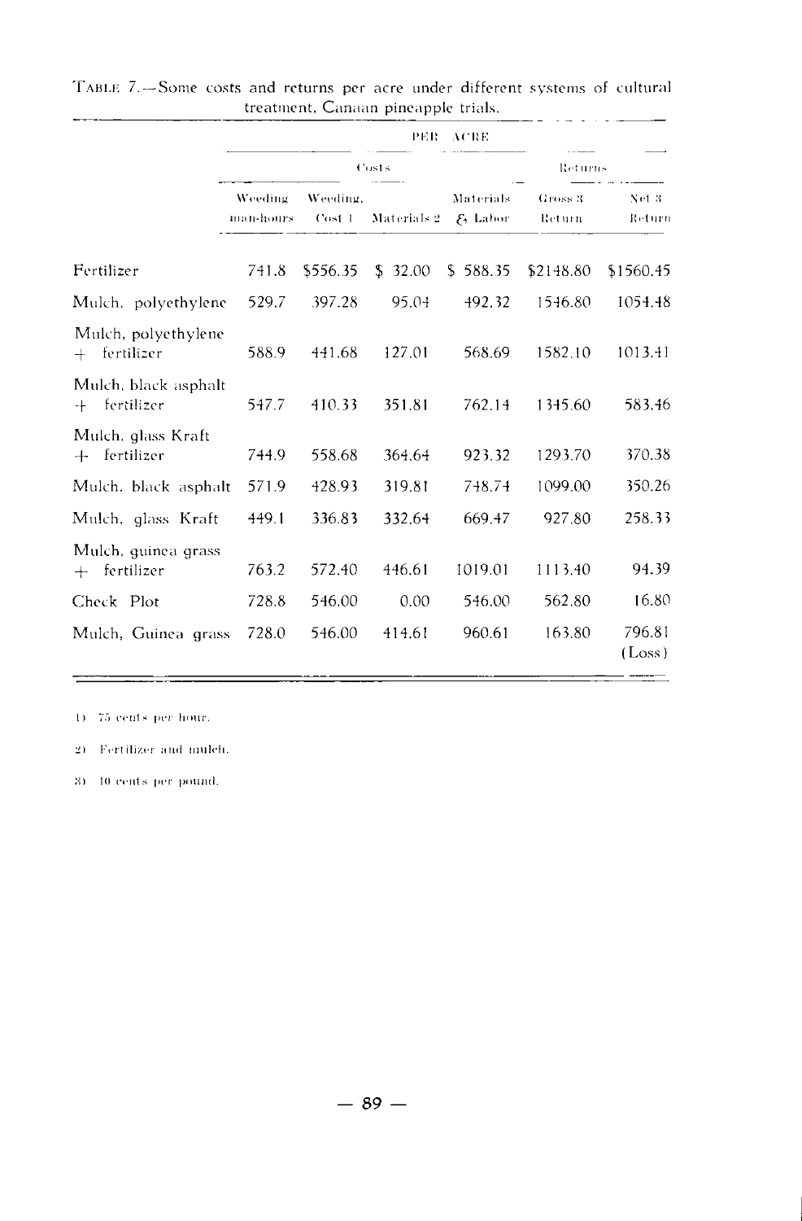TABLE 7.—Some costs and returns per acre under different systems of cultural treatment, Canaan pineapple trials.

| | PER ACRE | | | | | |
|---|---|---|---|---|---|---|
| | Costs | | | | Returns | |
| | Weeding man-hours | Weeding, Cost 1 | Materials 2 | Materials & Labor | Gross 3 Return | Net 3 Return |
| Fertilizer | 741.8 | $556.35 | $ 32.00 | $ 588.35 | $2148.80 | $1560.45 |
| Mulch, polyethylene | 529.7 | 397.28 | 95.04 | 492.32 | 1546.80 | 1054.48 |
| Mulch, polyethylene + fertilizer | 588.9 | 441.68 | 127.01 | 568.69 | 1582.10 | 1013.41 |
| Mulch, black asphalt + fertilizer | 547.7 | 410.33 | 351.81 | 762.14 | 1345.60 | 583.46 |
| Mulch, glass Kraft + fertilizer | 744.9 | 558.68 | 364.64 | 923.32 | 1293.70 | 370.38 |
| Mulch, black asphalt | 571.9 | 428.93 | 319.81 | 748.74 | 1099.00 | 350.26 |
| Mulch, glass Kraft | 449.1 | 336.83 | 332.64 | 669.47 | 927.80 | 258.33 |
| Mulch, guinea grass + fertilizer | 763.2 | 572.40 | 446.61 | 1019.01 | 1113.40 | 94.39 |
| Check Plot | 728.8 | 546.00 | 0.00 | 546.00 | 562.80 | 16.80 |
| Mulch, Guinea grass | 728.0 | 546.00 | 414.61 | 960.61 | 163.80 | 796.81 (Loss) |

1) 75 cents per hour.

2) Fertilizer and mulch.

3) 10 cents per pound.